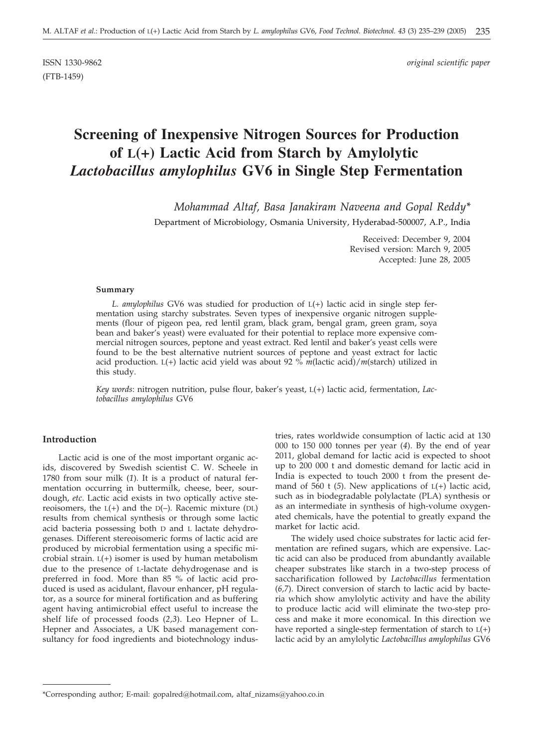ISSN 1330-9862 *original scientific paper*
(FTB-1459)

# Screening of Inexpensive Nitrogen Sources for Production of L(+) Lactic Acid from Starch by Amylolytic *Lactobacillus amylophilus* GV6 in Single Step Fermentation

*Mohammad Altaf, Basa Janakiram Naveena and Gopal Reddy**

Department of Microbiology, Osmania University, Hyderabad-500007, A.P., India

Received: December 9, 2004
Revised version: March 9, 2005
Accepted: June 28, 2005

### Summary

*L. amylophilus* GV6 was studied for production of L(+) lactic acid in single step fermentation using starchy substrates. Seven types of inexpensive organic nitrogen supplements (flour of pigeon pea, red lentil gram, black gram, bengal gram, green gram, soya bean and baker's yeast) were evaluated for their potential to replace more expensive commercial nitrogen sources, peptone and yeast extract. Red lentil and baker's yeast cells were found to be the best alternative nutrient sources of peptone and yeast extract for lactic acid production. L(+) lactic acid yield was about 92 % *m*(lactic acid)/*m*(starch) utilized in this study.

*Key words*: nitrogen nutrition, pulse flour, baker's yeast, L(+) lactic acid, fermentation, *Lactobacillus amylophilus* GV6

## Introduction

Lactic acid is one of the most important organic acids, discovered by Swedish scientist C. W. Scheele in 1780 from sour milk (*1*). It is a product of natural fermentation occurring in buttermilk, cheese, beer, sourdough, *etc*. Lactic acid exists in two optically active stereoisomers, the L(+) and the D(–). Racemic mixture (DL) results from chemical synthesis or through some lactic acid bacteria possessing both D and L lactate dehydrogenases. Different stereoisomeric forms of lactic acid are produced by microbial fermentation using a specific microbial strain. L(+) isomer is used by human metabolism due to the presence of L-lactate dehydrogenase and is preferred in food. More than 85 % of lactic acid produced is used as acidulant, flavour enhancer, pH regulator, as a source for mineral fortification and as buffering agent having antimicrobial effect useful to increase the shelf life of processed foods (*2,3*). Leo Hepner of L. Hepner and Associates, a UK based management consultancy for food ingredients and biotechnology industries, rates worldwide consumption of lactic acid at 130 000 to 150 000 tonnes per year (*4*). By the end of year 2011, global demand for lactic acid is expected to shoot up to 200 000 t and domestic demand for lactic acid in India is expected to touch 2000 t from the present demand of 560 t (*5*). New applications of L(+) lactic acid, such as in biodegradable polylactate (PLA) synthesis or as an intermediate in synthesis of high-volume oxygenated chemicals, have the potential to greatly expand the market for lactic acid.

The widely used choice substrates for lactic acid fermentation are refined sugars, which are expensive. Lactic acid can also be produced from abundantly available cheaper substrates like starch in a two-step process of saccharification followed by *Lactobacillus* fermentation (*6,7*). Direct conversion of starch to lactic acid by bacteria which show amylolytic activity and have the ability to produce lactic acid will eliminate the two-step process and make it more economical. In this direction we have reported a single-step fermentation of starch to L(+) lactic acid by an amylolytic *Lactobacillus amylophilus* GV6

*Corresponding author; E-mail: gopalred@hotmail.com, altaf_nizams@yahoo.co.in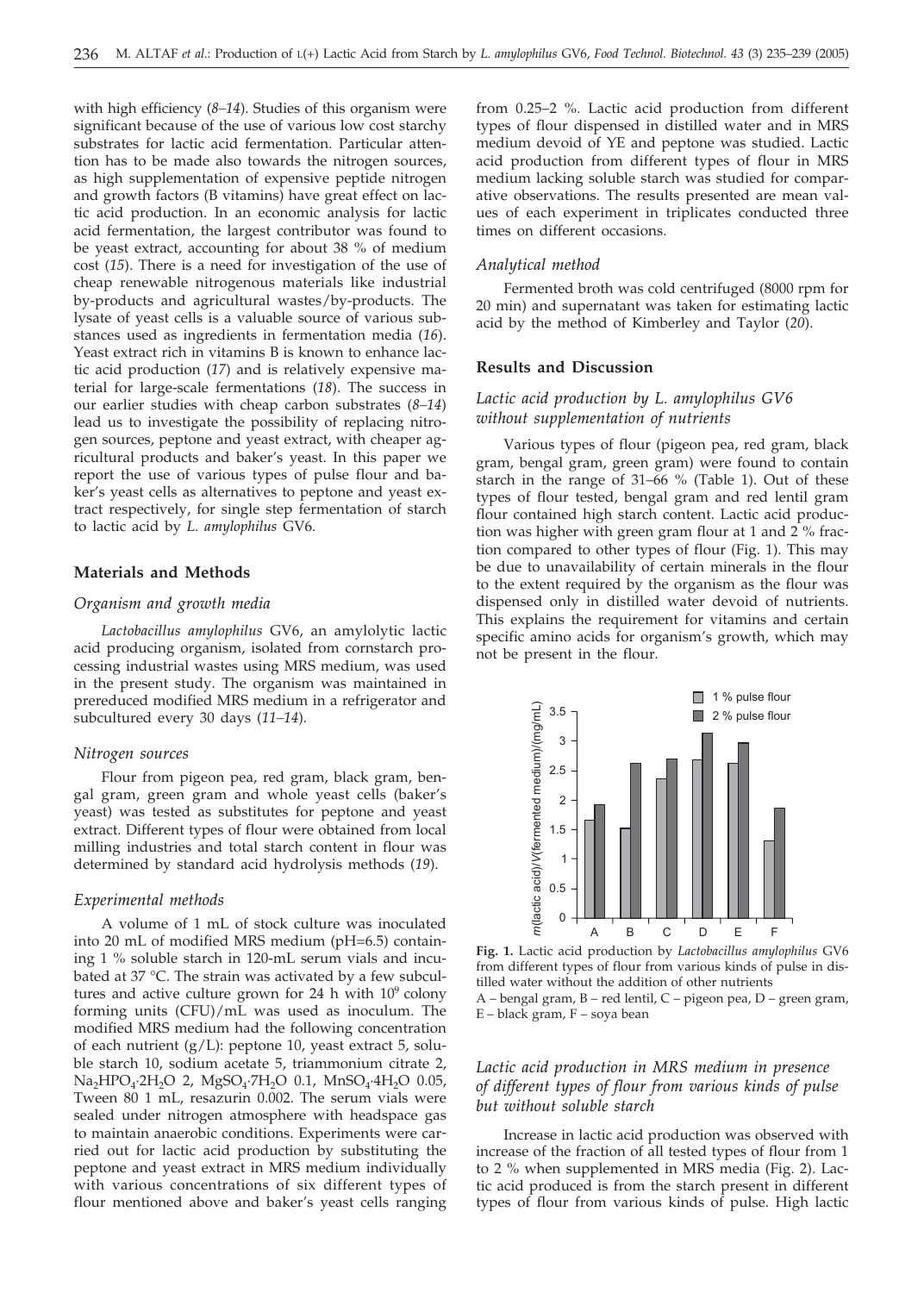with high efficiency (*8–14*). Studies of this organism were significant because of the use of various low cost starchy substrates for lactic acid fermentation. Particular attention has to be made also towards the nitrogen sources, as high supplementation of expensive peptide nitrogen and growth factors (B vitamins) have great effect on lactic acid production. In an economic analysis for lactic acid fermentation, the largest contributor was found to be yeast extract, accounting for about 38 % of medium cost (*15*). There is a need for investigation of the use of cheap renewable nitrogenous materials like industrial by-products and agricultural wastes/by-products. The lysate of yeast cells is a valuable source of various substances used as ingredients in fermentation media (*16*). Yeast extract rich in vitamins B is known to enhance lactic acid production (*17*) and is relatively expensive material for large-scale fermentations (*18*). The success in our earlier studies with cheap carbon substrates (*8–14*) lead us to investigate the possibility of replacing nitrogen sources, peptone and yeast extract, with cheaper agricultural products and baker's yeast. In this paper we report the use of various types of pulse flour and baker's yeast cells as alternatives to peptone and yeast extract respectively, for single step fermentation of starch to lactic acid by *L. amylophilus* GV6.

## Materials and Methods

### Organism and growth media

*Lactobacillus amylophilus* GV6, an amylolytic lactic acid producing organism, isolated from cornstarch processing industrial wastes using MRS medium, was used in the present study. The organism was maintained in prereduced modified MRS medium in a refrigerator and subcultured every 30 days (*11–14*).

### Nitrogen sources

Flour from pigeon pea, red gram, black gram, bengal gram, green gram and whole yeast cells (baker's yeast) was tested as substitutes for peptone and yeast extract. Different types of flour were obtained from local milling industries and total starch content in flour was determined by standard acid hydrolysis methods (*19*).

### Experimental methods

A volume of 1 mL of stock culture was inoculated into 20 mL of modified MRS medium (pH=6.5) containing 1 % soluble starch in 120-mL serum vials and incubated at 37 °C. The strain was activated by a few subcultures and active culture grown for 24 h with $10^9$ colony forming units (CFU)/mL was used as inoculum. The modified MRS medium had the following concentration of each nutrient (g/L): peptone 10, yeast extract 5, soluble starch 10, sodium acetate 5, triammonium citrate 2, $Na_2HPO_4 \cdot 2H_2O$ 2, $MgSO_4 \cdot 7H_2O$ 0.1, $MnSO_4 \cdot 4H_2O$ 0.05, Tween 80 1 mL, resazurin 0.002. The serum vials were sealed under nitrogen atmosphere with headspace gas to maintain anaerobic conditions. Experiments were carried out for lactic acid production by substituting the peptone and yeast extract in MRS medium individually with various concentrations of six different types of flour mentioned above and baker's yeast cells ranging from 0.25–2 %. Lactic acid production from different types of flour dispensed in distilled water and in MRS medium devoid of YE and peptone was studied. Lactic acid production from different types of flour in MRS medium lacking soluble starch was studied for comparative observations. The results presented are mean values of each experiment in triplicates conducted three times on different occasions.

### Analytical method

Fermented broth was cold centrifuged (8000 rpm for 20 min) and supernatant was taken for estimating lactic acid by the method of Kimberley and Taylor (*20*).

## Results and Discussion

### Lactic acid production by L. amylophilus GV6 without supplementation of nutrients

Various types of flour (pigeon pea, red gram, black gram, bengal gram, green gram) were found to contain starch in the range of 31–66 % (Table 1). Out of these types of flour tested, bengal gram and red lentil gram flour contained high starch content. Lactic acid production was higher with green gram flour at 1 and 2 % fraction compared to other types of flour (Fig. 1). This may be due to unavailability of certain minerals in the flour to the extent required by the organism as the flour was dispensed only in distilled water devoid of nutrients. This explains the requirement for vitamins and certain specific amino acids for organism's growth, which may not be present in the flour.

**Fig. 1.** Lactic acid production by *Lactobacillus amylophilus* GV6 from different types of flour from various kinds of pulse in distilled water without the addition of other nutrients
A – bengal gram, B – red lentil, C – pigeon pea, D – green gram, E – black gram, F – soya bean

### Lactic acid production in MRS medium in presence of different types of flour from various kinds of pulse but without soluble starch

Increase in lactic acid production was observed with increase of the fraction of all tested types of flour from 1 to 2 % when supplemented in MRS media (Fig. 2). Lactic acid produced is from the starch present in different types of flour from various kinds of pulse. High lactic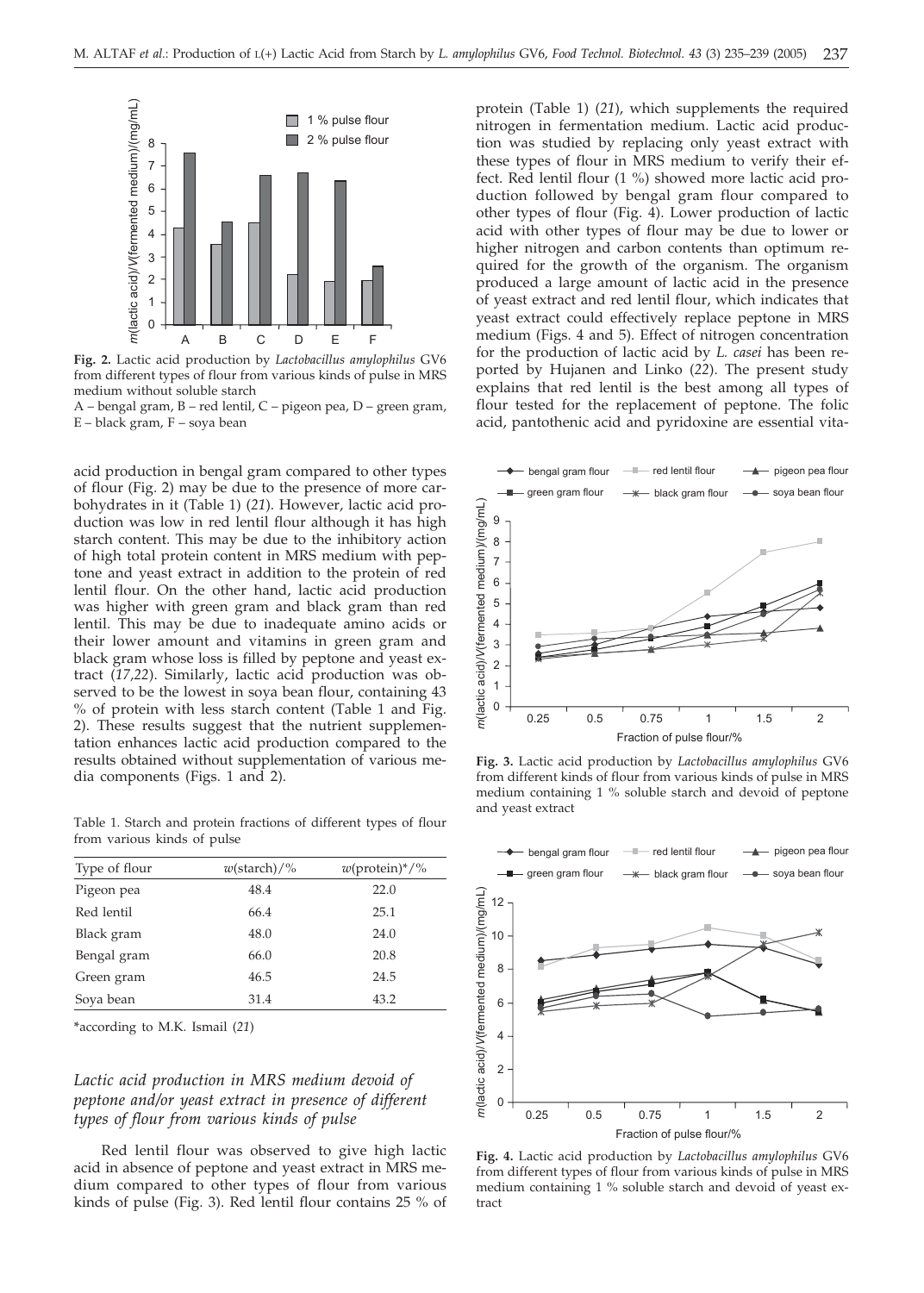**Fig. 2.** Lactic acid production by *Lactobacillus amylophilus* GV6 from different types of flour from various kinds of pulse in MRS medium without soluble starch

A – bengal gram, B – red lentil, C – pigeon pea, D – green gram, E – black gram, F – soya bean

acid production in bengal gram compared to other types of flour (Fig. 2) may be due to the presence of more carbohydrates in it (Table 1) (*21*). However, lactic acid production was low in red lentil flour although it has high starch content. This may be due to the inhibitory action of high total protein content in MRS medium with peptone and yeast extract in addition to the protein of red lentil flour. On the other hand, lactic acid production was higher with green gram and black gram than red lentil. This may be due to inadequate amino acids or their lower amount and vitamins in green gram and black gram whose loss is filled by peptone and yeast extract (*17,22*). Similarly, lactic acid production was observed to be the lowest in soya bean flour, containing 43 % of protein with less starch content (Table 1 and Fig. 2). These results suggest that the nutrient supplementation enhances lactic acid production compared to the results obtained without supplementation of various media components (Figs. 1 and 2).

Table 1. Starch and protein fractions of different types of flour from various kinds of pulse

| Type of flour | *w*(starch)/% | *w*(protein)*/% |
|---|---|---|
| Pigeon pea | 48.4 | 22.0 |
| Red lentil | 66.4 | 25.1 |
| Black gram | 48.0 | 24.0 |
| Bengal gram | 66.0 | 20.8 |
| Green gram | 46.5 | 24.5 |
| Soya bean | 31.4 | 43.2 |

*according to M.K. Ismail (*21*)

### *Lactic acid production in MRS medium devoid of peptone and/or yeast extract in presence of different types of flour from various kinds of pulse*

Red lentil flour was observed to give high lactic acid in absence of peptone and yeast extract in MRS medium compared to other types of flour from various kinds of pulse (Fig. 3). Red lentil flour contains 25 % of protein (Table 1) (*21*), which supplements the required nitrogen in fermentation medium. Lactic acid production was studied by replacing only yeast extract with these types of flour in MRS medium to verify their effect. Red lentil flour (1 %) showed more lactic acid production followed by bengal gram flour compared to other types of flour (Fig. 4). Lower production of lactic acid with other types of flour may be due to lower or higher nitrogen and carbon contents than optimum required for the growth of the organism. The organism produced a large amount of lactic acid in the presence of yeast extract and red lentil flour, which indicates that yeast extract could effectively replace peptone in MRS medium (Figs. 4 and 5). Effect of nitrogen concentration for the production of lactic acid by *L. casei* has been reported by Hujanen and Linko (*22*). The present study explains that red lentil is the best among all types of flour tested for the replacement of peptone. The folic acid, pantothenic acid and pyridoxine are essential vita-

**Fig. 3.** Lactic acid production by *Lactobacillus amylophilus* GV6 from different kinds of flour from various kinds of pulse in MRS medium containing 1 % soluble starch and devoid of peptone and yeast extract

**Fig. 4.** Lactic acid production by *Lactobacillus amylophilus* GV6 from different types of flour from various kinds of pulse in MRS medium containing 1 % soluble starch and devoid of yeast extract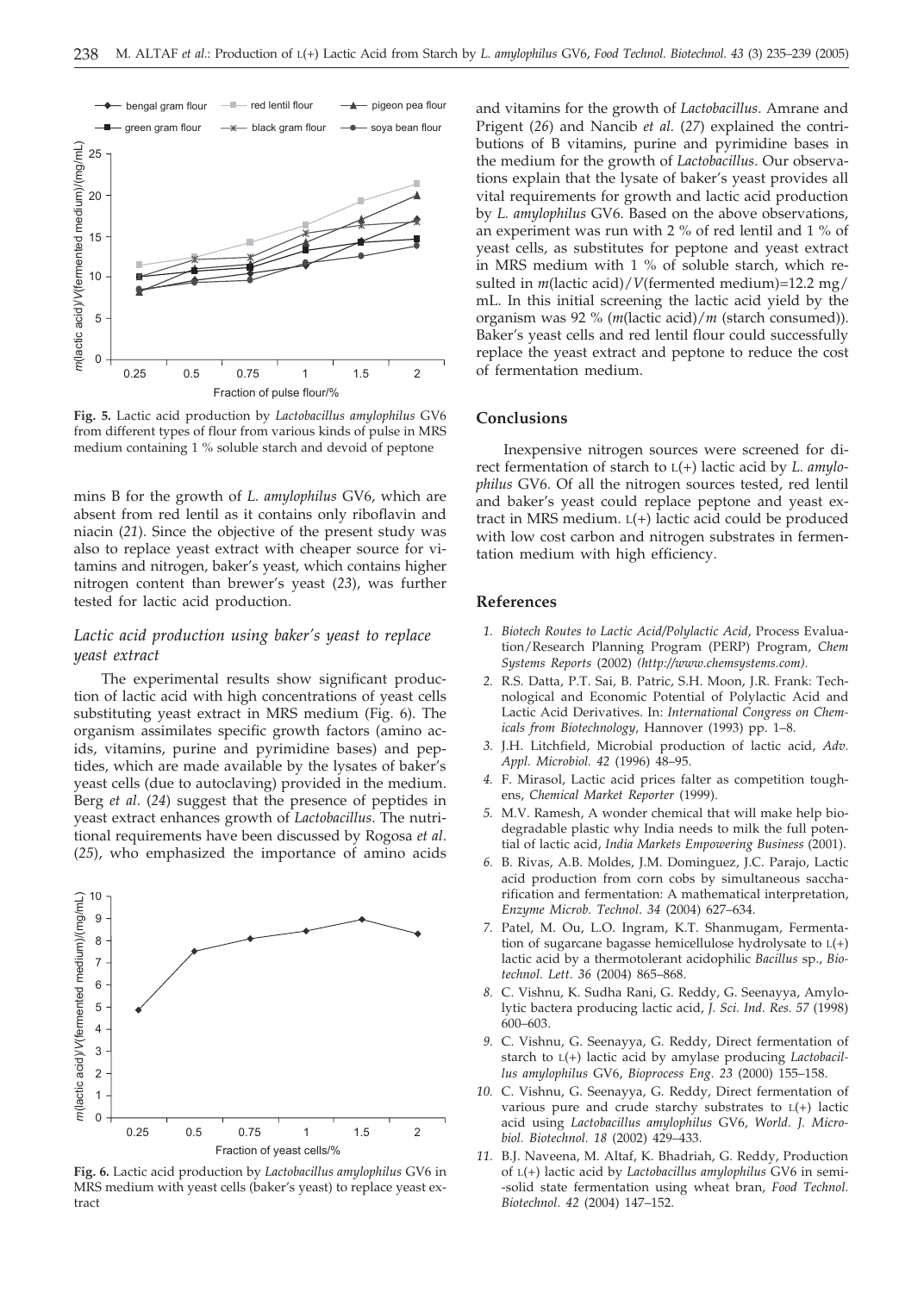**Fig. 5.** Lactic acid production by *Lactobacillus amylophilus* GV6 from different types of flour from various kinds of pulse in MRS medium containing 1 % soluble starch and devoid of peptone

mins B for the growth of *L. amylophilus* GV6, which are absent from red lentil as it contains only riboflavin and niacin (*21*). Since the objective of the present study was also to replace yeast extract with cheaper source for vitamins and nitrogen, baker's yeast, which contains higher nitrogen content than brewer's yeast (*23*), was further tested for lactic acid production.

### *Lactic acid production using baker's yeast to replace yeast extract*

The experimental results show significant production of lactic acid with high concentrations of yeast cells substituting yeast extract in MRS medium (Fig. 6). The organism assimilates specific growth factors (amino acids, vitamins, purine and pyrimidine bases) and peptides, which are made available by the lysates of baker's yeast cells (due to autoclaving) provided in the medium. Berg *et al.* (*24*) suggest that the presence of peptides in yeast extract enhances growth of *Lactobacillus.* The nutritional requirements have been discussed by Rogosa *et al.* (*25*), who emphasized the importance of amino acids

**Fig. 6.** Lactic acid production by *Lactobacillus amylophilus* GV6 in MRS medium with yeast cells (baker's yeast) to replace yeast extract

and vitamins for the growth of *Lactobacillus*. Amrane and Prigent (*26*) and Nancib *et al.* (*27*) explained the contributions of B vitamins, purine and pyrimidine bases in the medium for the growth of *Lactobacillus*. Our observations explain that the lysate of baker's yeast provides all vital requirements for growth and lactic acid production by *L. amylophilus* GV6. Based on the above observations, an experiment was run with 2 % of red lentil and 1 % of yeast cells, as substitutes for peptone and yeast extract in MRS medium with 1 % of soluble starch, which resulted in *m*(lactic acid)/*V*(fermented medium)=12.2 mg/mL. In this initial screening the lactic acid yield by the organism was 92 % (*m*(lactic acid)/*m* (starch consumed)). Baker's yeast cells and red lentil flour could successfully replace the yeast extract and peptone to reduce the cost of fermentation medium.

## Conclusions

Inexpensive nitrogen sources were screened for direct fermentation of starch to L(+) lactic acid by *L. amylophilus* GV6. Of all the nitrogen sources tested, red lentil and baker's yeast could replace peptone and yeast extract in MRS medium. L(+) lactic acid could be produced with low cost carbon and nitrogen substrates in fermentation medium with high efficiency.

## References

1. *Biotech Routes to Lactic Acid/Polylactic Acid*, Process Evaluation/Research Planning Program (PERP) Program, *Chem Systems Reports* (2002) *(http://www.chemsystems.com).*
2. R.S. Datta, P.T. Sai, B. Patric, S.H. Moon, J.R. Frank: Technological and Economic Potential of Polylactic Acid and Lactic Acid Derivatives. In: *International Congress on Chemicals from Biotechnology*, Hannover (1993) pp. 1–8.
3. J.H. Litchfield, Microbial production of lactic acid, *Adv. Appl. Microbiol. 42* (1996) 48–95.
4. F. Mirasol, Lactic acid prices falter as competition toughens, *Chemical Market Reporter* (1999).
5. M.V. Ramesh, A wonder chemical that will make help biodegradable plastic why India needs to milk the full potential of lactic acid, *India Markets Empowering Business* (2001).
6. B. Rivas, A.B. Moldes, J.M. Dominguez, J.C. Parajo, Lactic acid production from corn cobs by simultaneous saccharification and fermentation: A mathematical interpretation, *Enzyme Microb. Technol. 34* (2004) 627–634.
7. Patel, M. Ou, L.O. Ingram, K.T. Shanmugam, Fermentation of sugarcane bagasse hemicellulose hydrolysate to L(+) lactic acid by a thermotolerant acidophilic *Bacillus* sp., *Biotechnol. Lett. 36* (2004) 865–868.
8. C. Vishnu, K. Sudha Rani, G. Reddy, G. Seenayya, Amylolytic bactera producing lactic acid, *J. Sci. Ind. Res. 57* (1998) 600–603.
9. C. Vishnu, G. Seenayya, G. Reddy, Direct fermentation of starch to L(+) lactic acid by amylase producing *Lactobacillus amylophilus* GV6, *Bioprocess Eng. 23* (2000) 155–158.
10. C. Vishnu, G. Seenayya, G. Reddy, Direct fermentation of various pure and crude starchy substrates to L(+) lactic acid using *Lactobacillus amylophilus* GV6, *World. J. Microbiol. Biotechnol. 18* (2002) 429–433.
11. B.J. Naveena, M. Altaf, K. Bhadriah, G. Reddy, Production of L(+) lactic acid by *Lactobacillus amylophilus* GV6 in semi-solid state fermentation using wheat bran, *Food Technol. Biotechnol. 42* (2004) 147–152.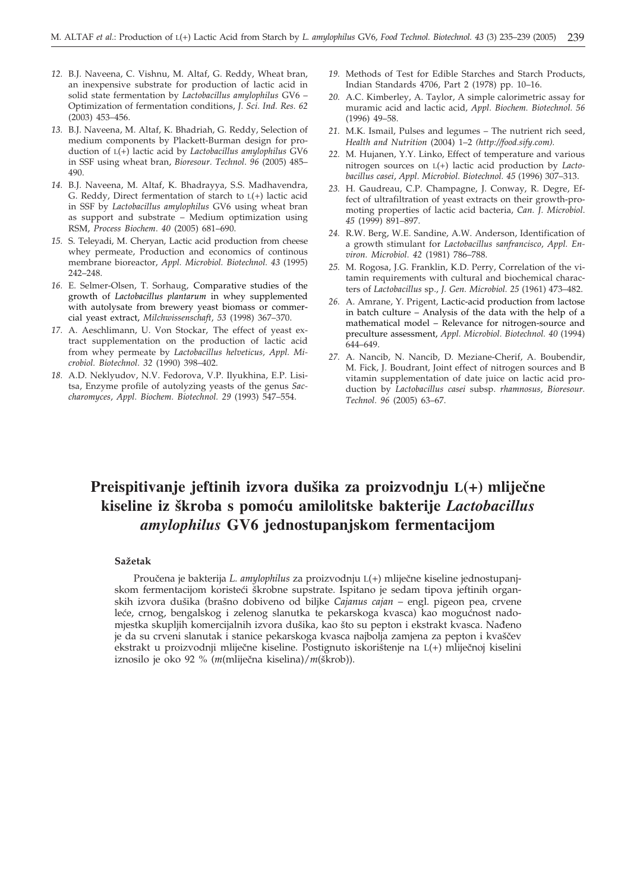12. B.J. Naveena, C. Vishnu, M. Altaf, G. Reddy, Wheat bran, an inexpensive substrate for production of lactic acid in solid state fermentation by *Lactobacillus amylophilus* GV6 – Optimization of fermentation conditions, *J. Sci. Ind. Res. 62* (2003) 453–456.
13. B.J. Naveena, M. Altaf, K. Bhadriah, G. Reddy, Selection of medium components by Plackett-Burman design for production of L(+) lactic acid by *Lactobacillus amylophilus* GV6 in SSF using wheat bran, *Bioresour. Technol. 96* (2005) 485–490.
14. B.J. Naveena, M. Altaf, K. Bhadrayya, S.S. Madhavendra, G. Reddy, Direct fermentation of starch to L(+) lactic acid in SSF by *Lactobacillus amylophilus* GV6 using wheat bran as support and substrate – Medium optimization using RSM, *Process Biochem. 40* (2005) 681–690.
15. S. Teleyadi, M. Cheryan, Lactic acid production from cheese whey permeate, Production and economics of continous membrane bioreactor, *Appl. Microbiol. Biotechnol. 43* (1995) 242–248.
16. E. Selmer-Olsen, T. Sorhaug, Comparative studies of the growth of *Lactobacillus plantarum* in whey supplemented with autolysate from brewery yeast biomass or commercial yeast extract, *Milchwissenschaft, 53* (1998) 367–370.
17. A. Aeschlimann, U. Von Stockar, The effect of yeast extract supplementation on the production of lactic acid from whey permeate by *Lactobacillus helveticus*, *Appl. Microbiol. Biotechnol. 32* (1990) 398–402.
18. A.D. Neklyudov, N.V. Fedorova, V.P. Ilyukhina, E.P. Lisitsa, Enzyme profile of autolyzing yeasts of the genus *Saccharomyces*, *Appl. Biochem. Biotechnol. 29* (1993) 547–554.
19. Methods of Test for Edible Starches and Starch Products, Indian Standards 4706, Part 2 (1978) pp. 10–16.
20. A.C. Kimberley, A. Taylor, A simple calorimetric assay for muramic acid and lactic acid, *Appl. Biochem. Biotechnol. 56* (1996) 49–58.
21. M.K. Ismail, Pulses and legumes – The nutrient rich seed, *Health and Nutrition* (2004) 1–2 *(http://food.sify.com).*
22. M. Hujanen, Y.Y. Linko, Effect of temperature and various nitrogen sources on L(+) lactic acid production by *Lactobacillus casei*, *Appl. Microbiol. Biotechnol. 45* (1996) 307–313.
23. H. Gaudreau, C.P. Champagne, J. Conway, R. Degre, Effect of ultrafiltration of yeast extracts on their growth-promoting properties of lactic acid bacteria, *Can. J. Microbiol. 45* (1999) 891–897.
24. R.W. Berg, W.E. Sandine, A.W. Anderson, Identification of a growth stimulant for *Lactobacillus sanfrancisco*, *Appl. Environ. Microbiol. 42* (1981) 786–788.
25. M. Rogosa, J.G. Franklin, K.D. Perry, Correlation of the vitamin requirements with cultural and biochemical characters of *Lactobacillus* sp., *J. Gen. Microbiol. 25* (1961) 473–482.
26. A. Amrane, Y. Prigent, Lactic-acid production from lactose in batch culture – Analysis of the data with the help of a mathematical model – Relevance for nitrogen-source and preculture assessment, *Appl. Microbiol. Biotechnol. 40* (1994) 644–649.
27. A. Nancib, N. Nancib, D. Meziane-Cherif, A. Boubendir, M. Fick, J. Boudrant, Joint effect of nitrogen sources and B vitamin supplementation of date juice on lactic acid production by *Lactobacillus casei* subsp. *rhamnosus*, *Bioresour. Technol. 96* (2005) 63–67.

# Preispitivanje jeftinih izvora dušika za proizvodnju L(+) mliječne kiseline iz škroba s pomoću amilolitske bakterije *Lactobacillus amylophilus* GV6 jednostupanjskom fermentacijom

#### Sažetak

Proučena je bakterija *L. amylophilus* za proizvodnju L(+) mliječne kiseline jednostupanjskom fermentacijom koristeći škrobne supstrate. Ispitano je sedam tipova jeftinih organskih izvora dušika (brašno dobiveno od biljke *Cajanus cajan* – engl. pigeon pea, crvene leće, crnog, bengalskog i zelenog slanutka te pekarskoga kvasca) kao mogućnost nadomjestka skupljih komercijalnih izvora dušika, kao što su pepton i ekstrakt kvasca. Nađeno je da su crveni slanutak i stanice pekarskoga kvasca najbolja zamjena za pepton i kvaščev ekstrakt u proizvodnji mliječne kiseline. Postignuto iskorištenje na L(+) mliječnoj kiselini iznosilo je oko 92 % (*m*(mliječna kiselina)/*m*(škrob)).